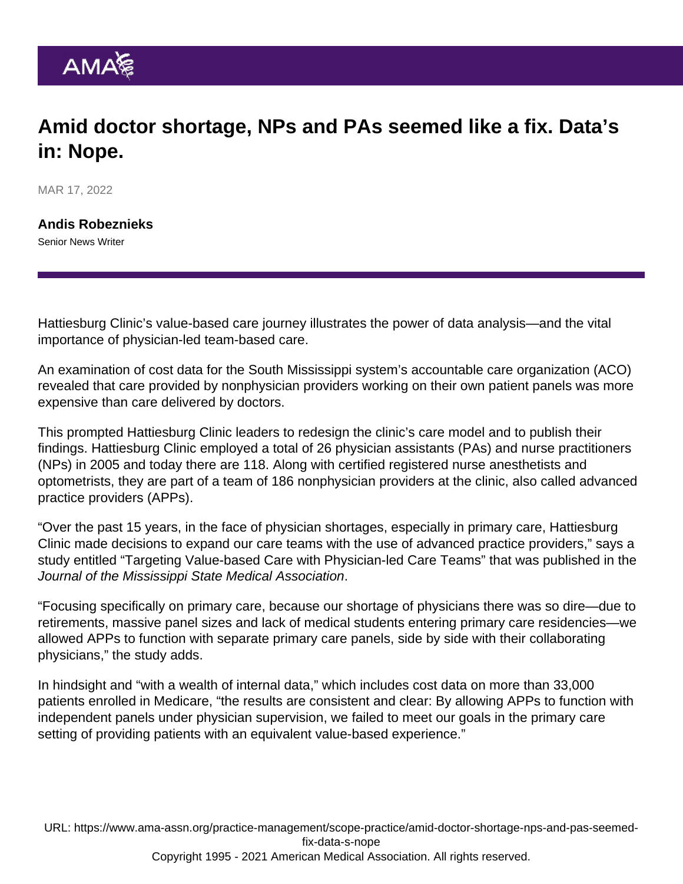# Amid doctor shortage, NPs and PAs seemed like a fix. Data's in: Nope.

MAR 17, 2022

**Andis Robeznieks**
Senior News Writer

Hattiesburg Clinic's value-based care journey illustrates the power of data analysis—and the vital importance of physician-led team-based care.

An examination of cost data for the South Mississippi system's accountable care organization (ACO) revealed that care provided by nonphysician providers working on their own patient panels was more expensive than care delivered by doctors.

This prompted Hattiesburg Clinic leaders to redesign the clinic's care model and to publish their findings. Hattiesburg Clinic employed a total of 26 physician assistants (PAs) and nurse practitioners (NPs) in 2005 and today there are 118. Along with certified registered nurse anesthetists and optometrists, they are part of a team of 186 nonphysician providers at the clinic, also called advanced practice providers (APPs).

"Over the past 15 years, in the face of physician shortages, especially in primary care, Hattiesburg Clinic made decisions to expand our care teams with the use of advanced practice providers," says a study entitled "Targeting Value-based Care with Physician-led Care Teams" that was published in the *Journal of the Mississippi State Medical Association*.

"Focusing specifically on primary care, because our shortage of physicians there was so dire—due to retirements, massive panel sizes and lack of medical students entering primary care residencies—we allowed APPs to function with separate primary care panels, side by side with their collaborating physicians," the study adds.

In hindsight and "with a wealth of internal data," which includes cost data on more than 33,000 patients enrolled in Medicare, "the results are consistent and clear: By allowing APPs to function with independent panels under physician supervision, we failed to meet our goals in the primary care setting of providing patients with an equivalent value-based experience."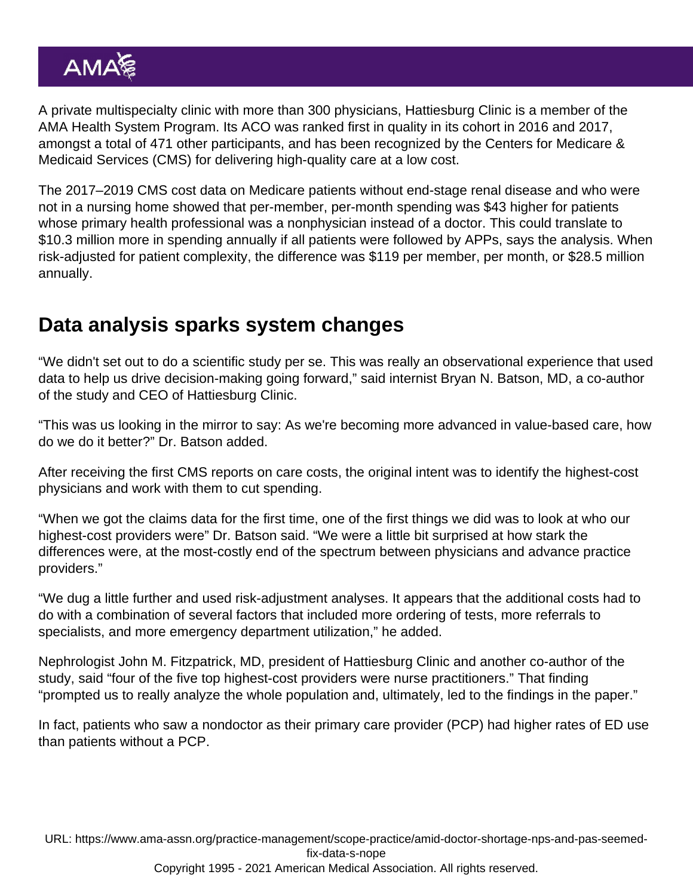A private multispecialty clinic with more than 300 physicians, Hattiesburg Clinic is a member of the AMA Health System Program. Its ACO was ranked first in quality in its cohort in 2016 and 2017, amongst a total of 471 other participants, and has been recognized by the Centers for Medicare & Medicaid Services (CMS) for delivering high-quality care at a low cost.

The 2017–2019 CMS cost data on Medicare patients without end-stage renal disease and who were not in a nursing home showed that per-member, per-month spending was $43 higher for patients whose primary health professional was a nonphysician instead of a doctor. This could translate to $10.3 million more in spending annually if all patients were followed by APPs, says the analysis. When risk-adjusted for patient complexity, the difference was $119 per member, per month, or $28.5 million annually.

## Data analysis sparks system changes

"We didn't set out to do a scientific study per se. This was really an observational experience that used data to help us drive decision-making going forward," said internist Bryan N. Batson, MD, a co-author of the study and CEO of Hattiesburg Clinic.

"This was us looking in the mirror to say: As we're becoming more advanced in value-based care, how do we do it better?" Dr. Batson added.

After receiving the first CMS reports on care costs, the original intent was to identify the highest-cost physicians and work with them to cut spending.

"When we got the claims data for the first time, one of the first things we did was to look at who our highest-cost providers were" Dr. Batson said. "We were a little bit surprised at how stark the differences were, at the most-costly end of the spectrum between physicians and advance practice providers."

"We dug a little further and used risk-adjustment analyses. It appears that the additional costs had to do with a combination of several factors that included more ordering of tests, more referrals to specialists, and more emergency department utilization," he added.

Nephrologist John M. Fitzpatrick, MD, president of Hattiesburg Clinic and another co-author of the study, said "four of the five top highest-cost providers were nurse practitioners." That finding "prompted us to really analyze the whole population and, ultimately, led to the findings in the paper."

In fact, patients who saw a nondoctor as their primary care provider (PCP) had higher rates of ED use than patients without a PCP.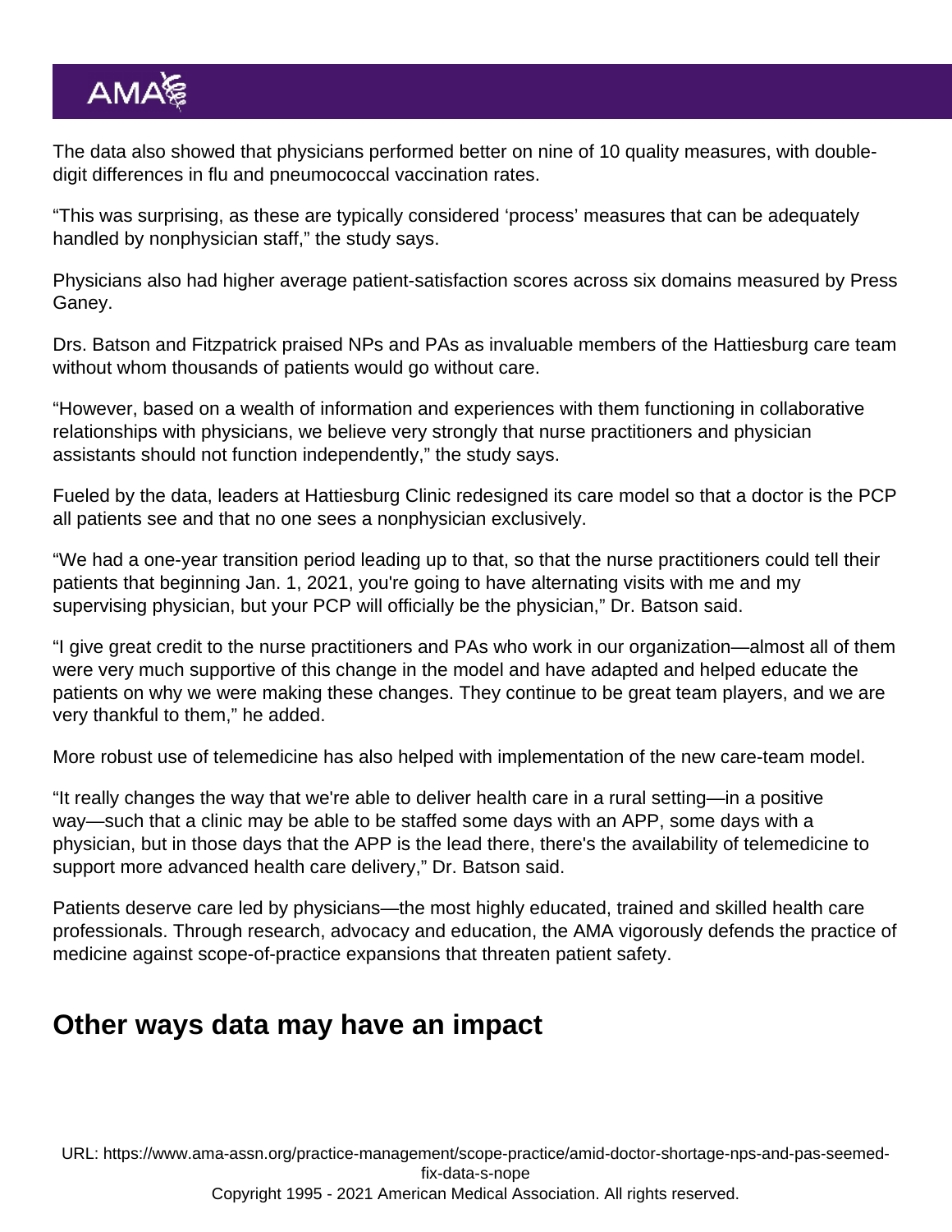The data also showed that physicians performed better on nine of 10 quality measures, with double-digit differences in flu and pneumococcal vaccination rates.

"This was surprising, as these are typically considered 'process' measures that can be adequately handled by nonphysician staff," the study says.

Physicians also had higher average patient-satisfaction scores across six domains measured by Press Ganey.

Drs. Batson and Fitzpatrick praised NPs and PAs as invaluable members of the Hattiesburg care team without whom thousands of patients would go without care.

"However, based on a wealth of information and experiences with them functioning in collaborative relationships with physicians, we believe very strongly that nurse practitioners and physician assistants should not function independently," the study says.

Fueled by the data, leaders at Hattiesburg Clinic redesigned its care model so that a doctor is the PCP all patients see and that no one sees a nonphysician exclusively.

"We had a one-year transition period leading up to that, so that the nurse practitioners could tell their patients that beginning Jan. 1, 2021, you're going to have alternating visits with me and my supervising physician, but your PCP will officially be the physician," Dr. Batson said.

"I give great credit to the nurse practitioners and PAs who work in our organization—almost all of them were very much supportive of this change in the model and have adapted and helped educate the patients on why we were making these changes. They continue to be great team players, and we are very thankful to them," he added.

More robust use of telemedicine has also helped with implementation of the new care-team model.

"It really changes the way that we're able to deliver health care in a rural setting—in a positive way—such that a clinic may be able to be staffed some days with an APP, some days with a physician, but in those days that the APP is the lead there, there's the availability of telemedicine to support more advanced health care delivery," Dr. Batson said.

Patients deserve care led by physicians—the most highly educated, trained and skilled health care professionals. Through research, advocacy and education, the AMA vigorously defends the practice of medicine against scope-of-practice expansions that threaten patient safety.

## Other ways data may have an impact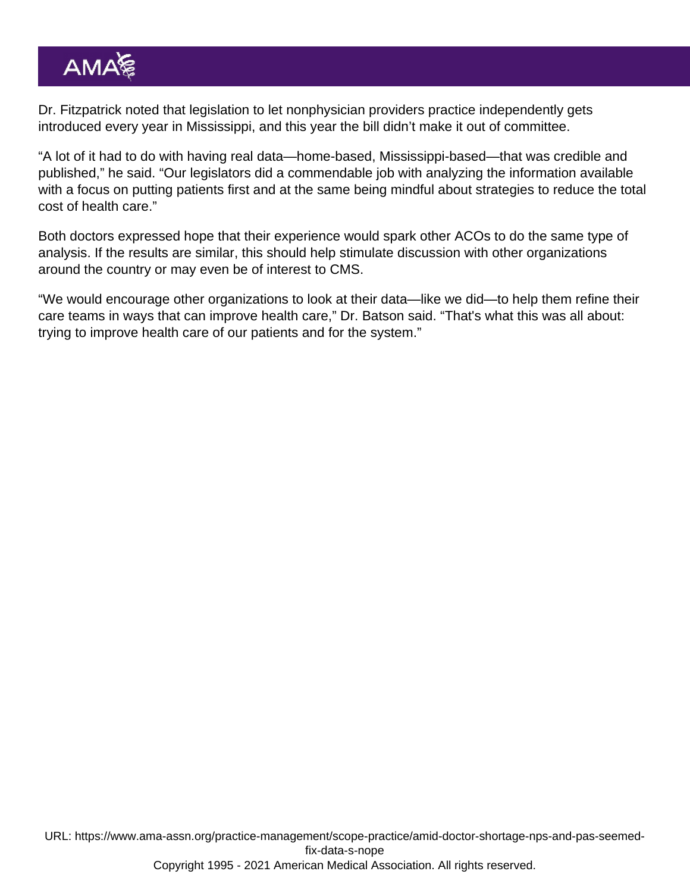Dr. Fitzpatrick noted that legislation to let nonphysician providers practice independently gets introduced every year in Mississippi, and this year the bill didn't make it out of committee.

"A lot of it had to do with having real data—home-based, Mississippi-based—that was credible and published," he said. "Our legislators did a commendable job with analyzing the information available with a focus on putting patients first and at the same being mindful about strategies to reduce the total cost of health care."

Both doctors expressed hope that their experience would spark other ACOs to do the same type of analysis. If the results are similar, this should help stimulate discussion with other organizations around the country or may even be of interest to CMS.

"We would encourage other organizations to look at their data—like we did—to help them refine their care teams in ways that can improve health care," Dr. Batson said. "That's what this was all about: trying to improve health care of our patients and for the system."